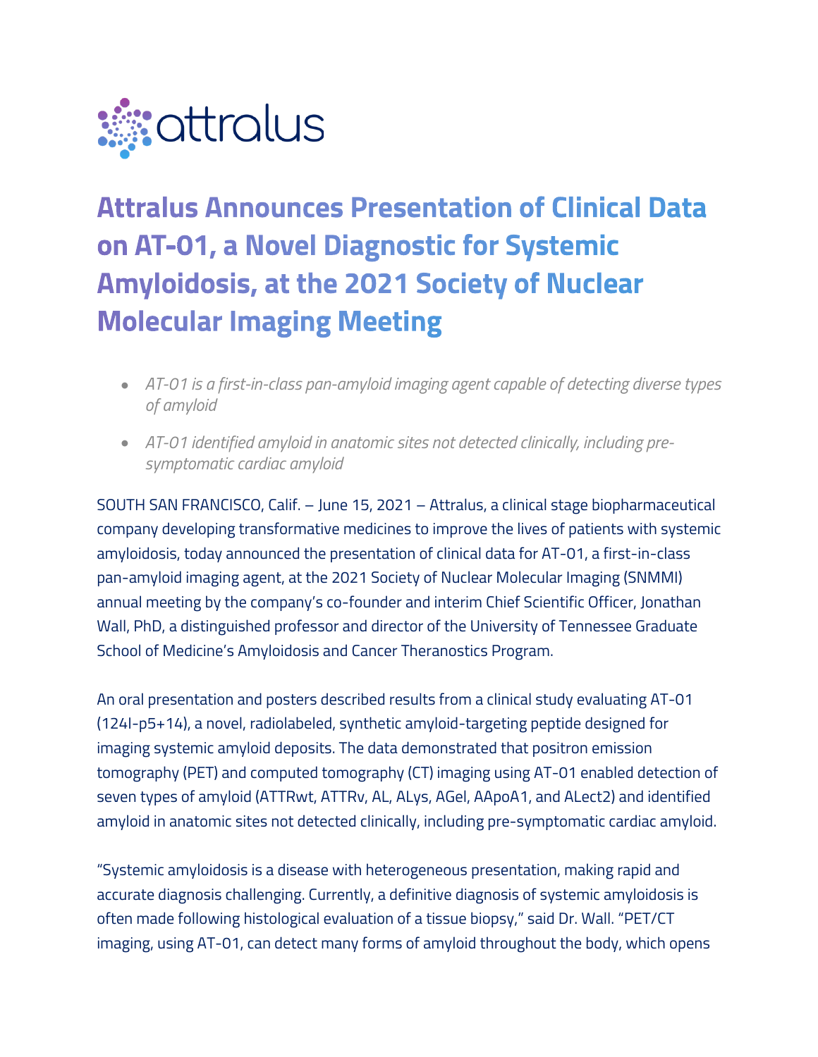attralus

# Attralus Announces Presentation of Clinical Data on AT-01, a Novel Diagnostic for Systemic Amyloidosis, at the 2021 Society of Nuclear Molecular Imaging Meeting

- *AT-01 is a first-in-class pan-amyloid imaging agent capable of detecting diverse types of amyloid*
- *AT-01 identified amyloid in anatomic sites not detected clinically, including pre-symptomatic cardiac amyloid*

SOUTH SAN FRANCISCO, Calif. – June 15, 2021 – Attralus, a clinical stage biopharmaceutical company developing transformative medicines to improve the lives of patients with systemic amyloidosis, today announced the presentation of clinical data for AT-01, a first-in-class pan-amyloid imaging agent, at the 2021 Society of Nuclear Molecular Imaging (SNMMI) annual meeting by the company's co-founder and interim Chief Scientific Officer, Jonathan Wall, PhD, a distinguished professor and director of the University of Tennessee Graduate School of Medicine's Amyloidosis and Cancer Theranostics Program.

An oral presentation and posters described results from a clinical study evaluating AT-01 (124I-p5+14), a novel, radiolabeled, synthetic amyloid-targeting peptide designed for imaging systemic amyloid deposits. The data demonstrated that positron emission tomography (PET) and computed tomography (CT) imaging using AT-01 enabled detection of seven types of amyloid (ATTRwt, ATTRv, AL, ALys, AGel, AApoA1, and ALect2) and identified amyloid in anatomic sites not detected clinically, including pre-symptomatic cardiac amyloid.

"Systemic amyloidosis is a disease with heterogeneous presentation, making rapid and accurate diagnosis challenging. Currently, a definitive diagnosis of systemic amyloidosis is often made following histological evaluation of a tissue biopsy," said Dr. Wall. "PET/CT imaging, using AT-01, can detect many forms of amyloid throughout the body, which opens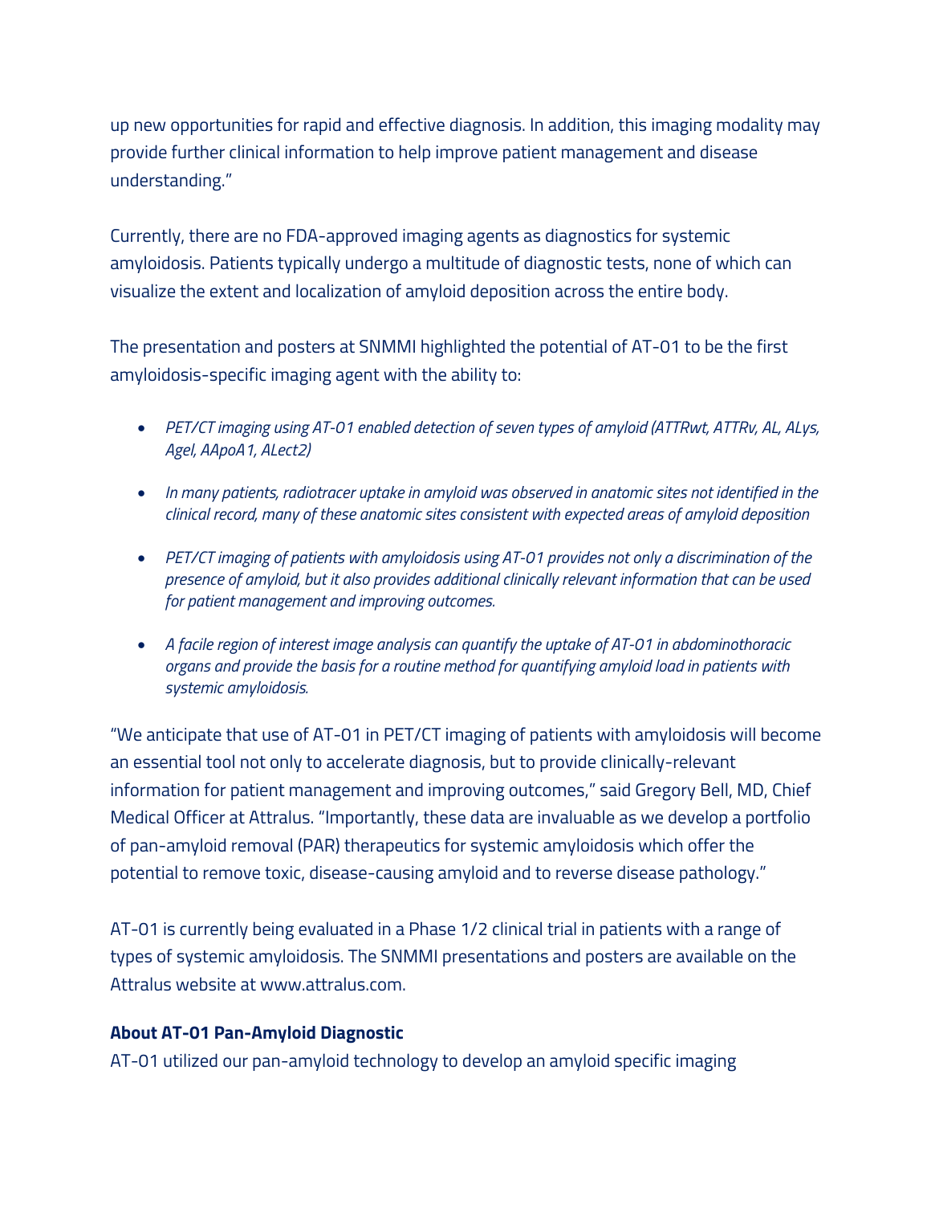up new opportunities for rapid and effective diagnosis. In addition, this imaging modality may provide further clinical information to help improve patient management and disease understanding."

Currently, there are no FDA-approved imaging agents as diagnostics for systemic amyloidosis. Patients typically undergo a multitude of diagnostic tests, none of which can visualize the extent and localization of amyloid deposition across the entire body.

The presentation and posters at SNMMI highlighted the potential of AT-01 to be the first amyloidosis-specific imaging agent with the ability to:

- *PET/CT imaging using AT-01 enabled detection of seven types of amyloid (ATTRwt, ATTRv, AL, ALys, Agel, AApoA1, ALect2)*
- *In many patients, radiotracer uptake in amyloid was observed in anatomic sites not identified in the clinical record, many of these anatomic sites consistent with expected areas of amyloid deposition*
- *PET/CT imaging of patients with amyloidosis using AT-01 provides not only a discrimination of the presence of amyloid, but it also provides additional clinically relevant information that can be used for patient management and improving outcomes.*
- *A facile region of interest image analysis can quantify the uptake of AT-01 in abdominothoracic organs and provide the basis for a routine method for quantifying amyloid load in patients with systemic amyloidosis.*

"We anticipate that use of AT-01 in PET/CT imaging of patients with amyloidosis will become an essential tool not only to accelerate diagnosis, but to provide clinically-relevant information for patient management and improving outcomes," said Gregory Bell, MD, Chief Medical Officer at Attralus. "Importantly, these data are invaluable as we develop a portfolio of pan-amyloid removal (PAR) therapeutics for systemic amyloidosis which offer the potential to remove toxic, disease-causing amyloid and to reverse disease pathology."

AT-01 is currently being evaluated in a Phase 1/2 clinical trial in patients with a range of types of systemic amyloidosis. The SNMMI presentations and posters are available on the Attralus website at www.attralus.com.

**About AT-01 Pan-Amyloid Diagnostic**

AT-01 utilized our pan-amyloid technology to develop an amyloid specific imaging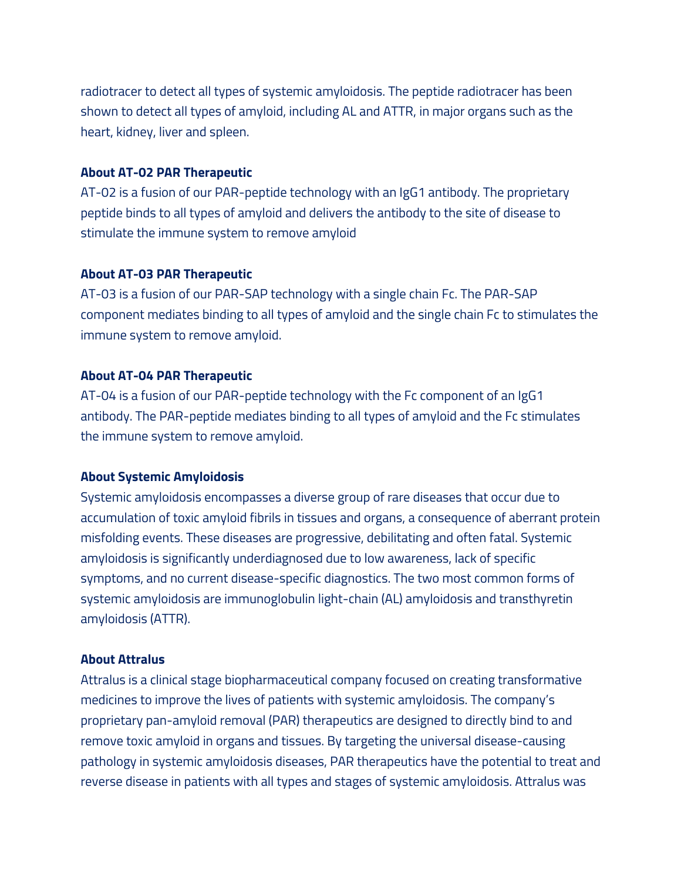radiotracer to detect all types of systemic amyloidosis. The peptide radiotracer has been shown to detect all types of amyloid, including AL and ATTR, in major organs such as the heart, kidney, liver and spleen.

**About AT-02 PAR Therapeutic**

AT-02 is a fusion of our PAR-peptide technology with an IgG1 antibody. The proprietary peptide binds to all types of amyloid and delivers the antibody to the site of disease to stimulate the immune system to remove amyloid

**About AT-03 PAR Therapeutic**

AT-03 is a fusion of our PAR-SAP technology with a single chain Fc. The PAR-SAP component mediates binding to all types of amyloid and the single chain Fc to stimulates the immune system to remove amyloid.

**About AT-04 PAR Therapeutic**

AT-04 is a fusion of our PAR-peptide technology with the Fc component of an IgG1 antibody. The PAR-peptide mediates binding to all types of amyloid and the Fc stimulates the immune system to remove amyloid.

**About Systemic Amyloidosis**

Systemic amyloidosis encompasses a diverse group of rare diseases that occur due to accumulation of toxic amyloid fibrils in tissues and organs, a consequence of aberrant protein misfolding events. These diseases are progressive, debilitating and often fatal. Systemic amyloidosis is significantly underdiagnosed due to low awareness, lack of specific symptoms, and no current disease-specific diagnostics. The two most common forms of systemic amyloidosis are immunoglobulin light-chain (AL) amyloidosis and transthyretin amyloidosis (ATTR).

**About Attralus**

Attralus is a clinical stage biopharmaceutical company focused on creating transformative medicines to improve the lives of patients with systemic amyloidosis. The company's proprietary pan-amyloid removal (PAR) therapeutics are designed to directly bind to and remove toxic amyloid in organs and tissues. By targeting the universal disease-causing pathology in systemic amyloidosis diseases, PAR therapeutics have the potential to treat and reverse disease in patients with all types and stages of systemic amyloidosis. Attralus was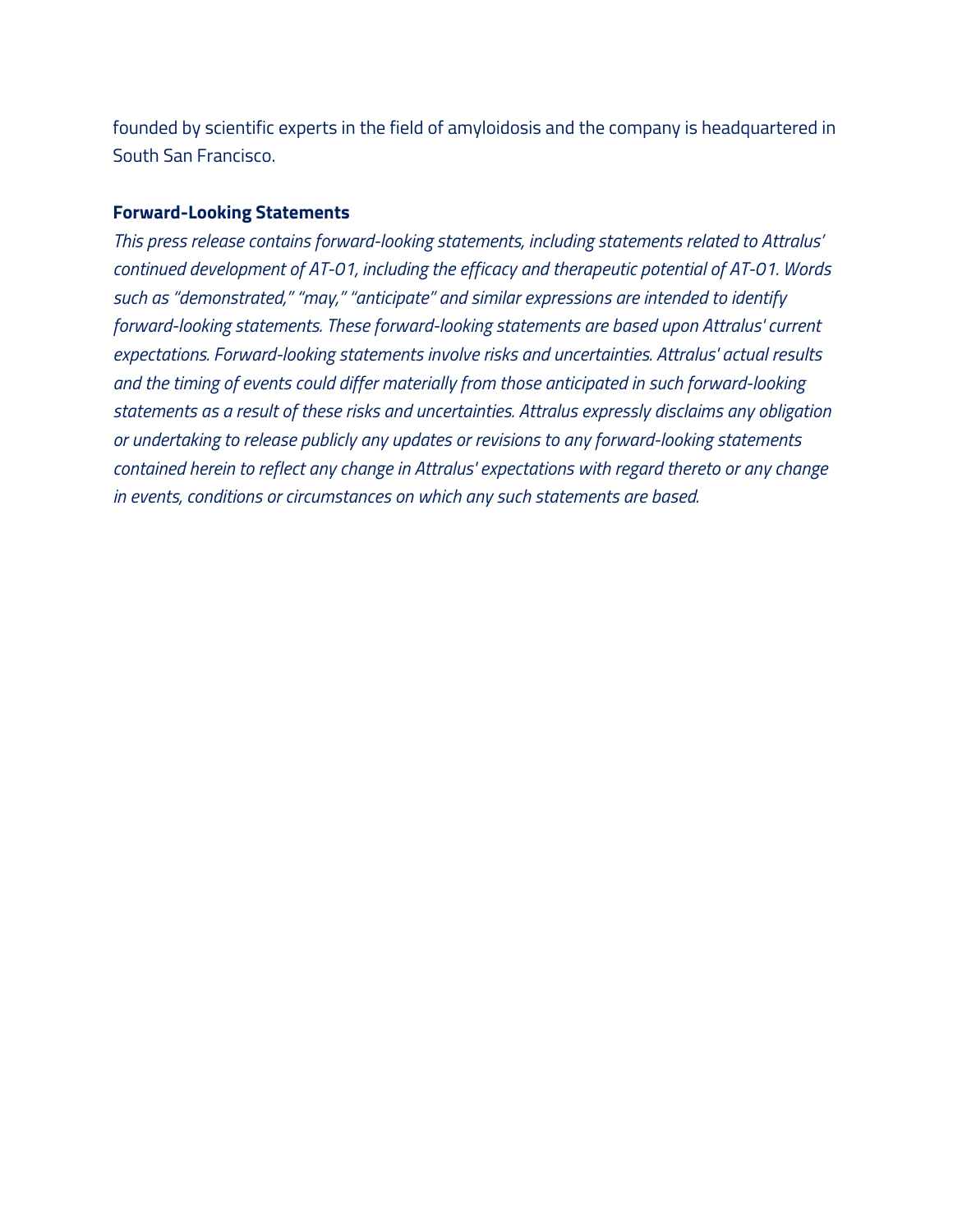founded by scientific experts in the field of amyloidosis and the company is headquartered in South San Francisco.

**Forward-Looking Statements**

*This press release contains forward-looking statements, including statements related to Attralus' continued development of AT-01, including the efficacy and therapeutic potential of AT-01. Words such as "demonstrated," "may," "anticipate" and similar expressions are intended to identify forward-looking statements. These forward-looking statements are based upon Attralus' current expectations. Forward-looking statements involve risks and uncertainties. Attralus' actual results and the timing of events could differ materially from those anticipated in such forward-looking statements as a result of these risks and uncertainties. Attralus expressly disclaims any obligation or undertaking to release publicly any updates or revisions to any forward-looking statements contained herein to reflect any change in Attralus' expectations with regard thereto or any change in events, conditions or circumstances on which any such statements are based.*